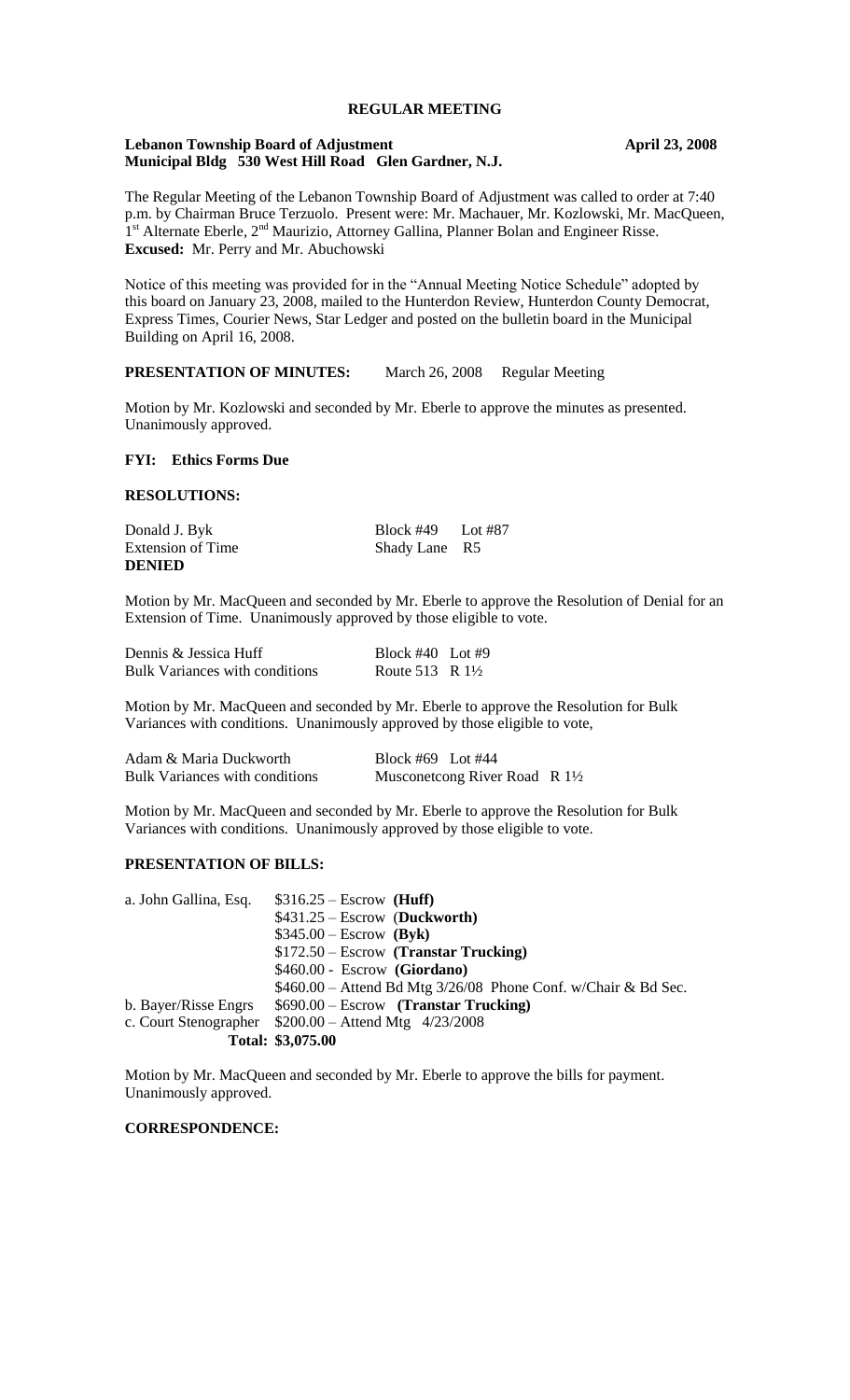# REGULAR MEETING

**Lebanon Township Board of Adjustment** **April 23, 2008**
**Municipal Bldg 530 West Hill Road Glen Gardner, N.J.**

The Regular Meeting of the Lebanon Township Board of Adjustment was called to order at 7:40 p.m. by Chairman Bruce Terzuolo. Present were: Mr. Machauer, Mr. Kozlowski, Mr. MacQueen, 1st Alternate Eberle, 2nd Maurizio, Attorney Gallina, Planner Bolan and Engineer Risse.
**Excused:** Mr. Perry and Mr. Abuchowski

Notice of this meeting was provided for in the "Annual Meeting Notice Schedule" adopted by this board on January 23, 2008, mailed to the Hunterdon Review, Hunterdon County Democrat, Express Times, Courier News, Star Ledger and posted on the bulletin board in the Municipal Building on April 16, 2008.

**PRESENTATION OF MINUTES:** March 26, 2008 Regular Meeting

Motion by Mr. Kozlowski and seconded by Mr. Eberle to approve the minutes as presented. Unanimously approved.

**FYI: Ethics Forms Due**

**RESOLUTIONS:**

Donald J. Byk — Block #49 Lot #87
Extension of Time — Shady Lane R5
**DENIED**

Motion by Mr. MacQueen and seconded by Mr. Eberle to approve the Resolution of Denial for an Extension of Time. Unanimously approved by those eligible to vote.

Dennis & Jessica Huff — Block #40 Lot #9
Bulk Variances with conditions — Route 513 R 1½

Motion by Mr. MacQueen and seconded by Mr. Eberle to approve the Resolution for Bulk Variances with conditions. Unanimously approved by those eligible to vote,

Adam & Maria Duckworth — Block #69 Lot #44
Bulk Variances with conditions — Musconetcong River Road R 1½

Motion by Mr. MacQueen and seconded by Mr. Eberle to approve the Resolution for Bulk Variances with conditions. Unanimously approved by those eligible to vote.

**PRESENTATION OF BILLS:**

a. John Gallina, Esq. $316.25 – Escrow **(Huff)**
$431.25 – Escrow (**Duckworth)**
$345.00 – Escrow **(Byk)**
$172.50 – Escrow **(Transtar Trucking)**
$460.00 - Escrow **(Giordano)**
$460.00 – Attend Bd Mtg 3/26/08 Phone Conf. w/Chair & Bd Sec.
b. Bayer/Risse Engrs $690.00 – Escrow **(Transtar Trucking)**
c. Court Stenographer $200.00 – Attend Mtg 4/23/2008
**Total: $3,075.00**

Motion by Mr. MacQueen and seconded by Mr. Eberle to approve the bills for payment. Unanimously approved.

**CORRESPONDENCE:**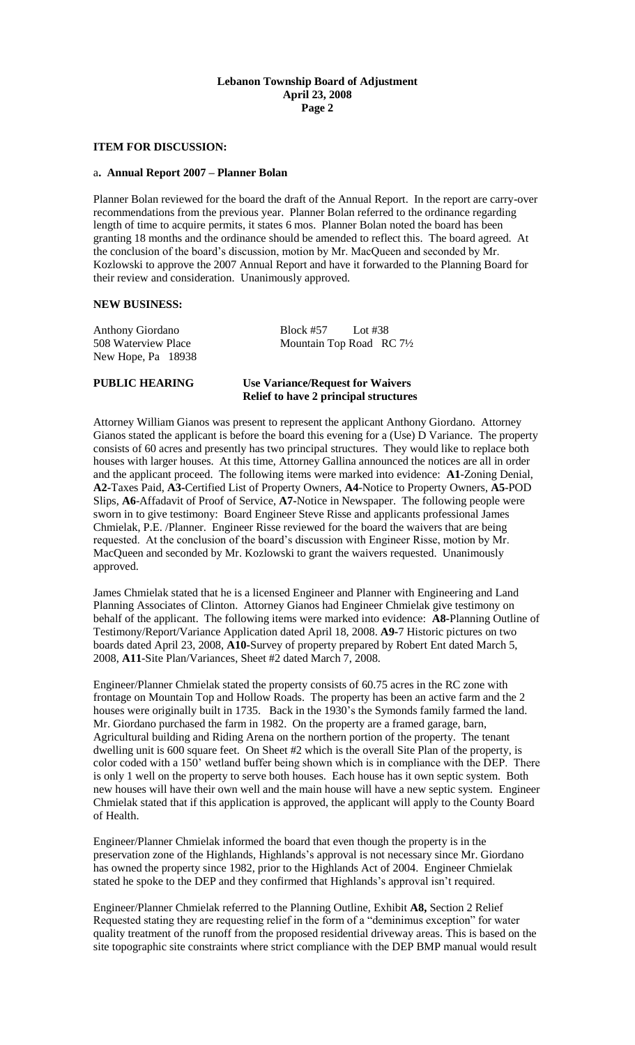## ITEM FOR DISCUSSION:

### a. Annual Report 2007 – Planner Bolan

Planner Bolan reviewed for the board the draft of the Annual Report. In the report are carry-over recommendations from the previous year. Planner Bolan referred to the ordinance regarding length of time to acquire permits, it states 6 mos. Planner Bolan noted the board has been granting 18 months and the ordinance should be amended to reflect this. The board agreed. At the conclusion of the board's discussion, motion by Mr. MacQueen and seconded by Mr. Kozlowski to approve the 2007 Annual Report and have it forwarded to the Planning Board for their review and consideration. Unanimously approved.

## NEW BUSINESS:

Anthony Giordano
508 Waterview Place
New Hope, Pa 18938

Block #57 Lot #38
Mountain Top Road RC 7½

**PUBLIC HEARING**

**Use Variance/Request for Waivers**
**Relief to have 2 principal structures**

Attorney William Gianos was present to represent the applicant Anthony Giordano. Attorney Gianos stated the applicant is before the board this evening for a (Use) D Variance. The property consists of 60 acres and presently has two principal structures. They would like to replace both houses with larger houses. At this time, Attorney Gallina announced the notices are all in order and the applicant proceed. The following items were marked into evidence: **A1**-Zoning Denial, **A2**-Taxes Paid, **A3**-Certified List of Property Owners, **A4**-Notice to Property Owners, **A5**-POD Slips, **A6**-Affadavit of Proof of Service, **A7**-Notice in Newspaper. The following people were sworn in to give testimony: Board Engineer Steve Risse and applicants professional James Chmielak, P.E. /Planner. Engineer Risse reviewed for the board the waivers that are being requested. At the conclusion of the board's discussion with Engineer Risse, motion by Mr. MacQueen and seconded by Mr. Kozlowski to grant the waivers requested. Unanimously approved.

James Chmielak stated that he is a licensed Engineer and Planner with Engineering and Land Planning Associates of Clinton. Attorney Gianos had Engineer Chmielak give testimony on behalf of the applicant. The following items were marked into evidence: **A8**-Planning Outline of Testimony/Report/Variance Application dated April 18, 2008. **A9**-7 Historic pictures on two boards dated April 23, 2008, **A10**-Survey of property prepared by Robert Ent dated March 5, 2008, **A11**-Site Plan/Variances, Sheet #2 dated March 7, 2008.

Engineer/Planner Chmielak stated the property consists of 60.75 acres in the RC zone with frontage on Mountain Top and Hollow Roads. The property has been an active farm and the 2 houses were originally built in 1735. Back in the 1930's the Symonds family farmed the land. Mr. Giordano purchased the farm in 1982. On the property are a framed garage, barn, Agricultural building and Riding Arena on the northern portion of the property. The tenant dwelling unit is 600 square feet. On Sheet #2 which is the overall Site Plan of the property, is color coded with a 150' wetland buffer being shown which is in compliance with the DEP. There is only 1 well on the property to serve both houses. Each house has it own septic system. Both new houses will have their own well and the main house will have a new septic system. Engineer Chmielak stated that if this application is approved, the applicant will apply to the County Board of Health.

Engineer/Planner Chmielak informed the board that even though the property is in the preservation zone of the Highlands, Highlands's approval is not necessary since Mr. Giordano has owned the property since 1982, prior to the Highlands Act of 2004. Engineer Chmielak stated he spoke to the DEP and they confirmed that Highlands's approval isn't required.

Engineer/Planner Chmielak referred to the Planning Outline, Exhibit **A8,** Section 2 Relief Requested stating they are requesting relief in the form of a "deminimus exception" for water quality treatment of the runoff from the proposed residential driveway areas. This is based on the site topographic site constraints where strict compliance with the DEP BMP manual would result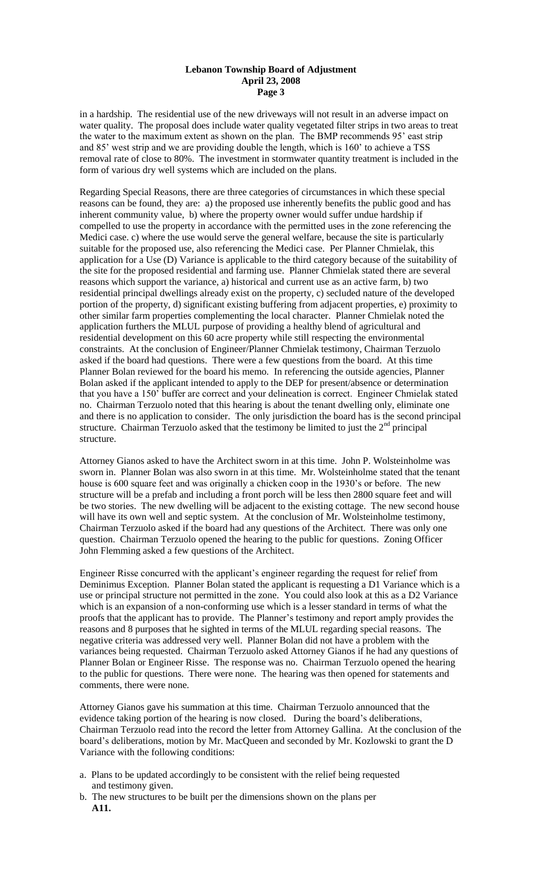in a hardship. The residential use of the new driveways will not result in an adverse impact on water quality. The proposal does include water quality vegetated filter strips in two areas to treat the water to the maximum extent as shown on the plan. The BMP recommends 95' east strip and 85' west strip and we are providing double the length, which is 160' to achieve a TSS removal rate of close to 80%. The investment in stormwater quantity treatment is included in the form of various dry well systems which are included on the plans.

Regarding Special Reasons, there are three categories of circumstances in which these special reasons can be found, they are: a) the proposed use inherently benefits the public good and has inherent community value, b) where the property owner would suffer undue hardship if compelled to use the property in accordance with the permitted uses in the zone referencing the Medici case. c) where the use would serve the general welfare, because the site is particularly suitable for the proposed use, also referencing the Medici case. Per Planner Chmielak, this application for a Use (D) Variance is applicable to the third category because of the suitability of the site for the proposed residential and farming use. Planner Chmielak stated there are several reasons which support the variance, a) historical and current use as an active farm, b) two residential principal dwellings already exist on the property, c) secluded nature of the developed portion of the property, d) significant existing buffering from adjacent properties, e) proximity to other similar farm properties complementing the local character. Planner Chmielak noted the application furthers the MLUL purpose of providing a healthy blend of agricultural and residential development on this 60 acre property while still respecting the environmental constraints. At the conclusion of Engineer/Planner Chmielak testimony, Chairman Terzuolo asked if the board had questions. There were a few questions from the board. At this time Planner Bolan reviewed for the board his memo. In referencing the outside agencies, Planner Bolan asked if the applicant intended to apply to the DEP for present/absence or determination that you have a 150' buffer are correct and your delineation is correct. Engineer Chmielak stated no. Chairman Terzuolo noted that this hearing is about the tenant dwelling only, eliminate one and there is no application to consider. The only jurisdiction the board has is the second principal structure. Chairman Terzuolo asked that the testimony be limited to just the 2nd principal structure.

Attorney Gianos asked to have the Architect sworn in at this time. John P. Wolsteinholme was sworn in. Planner Bolan was also sworn in at this time. Mr. Wolsteinholme stated that the tenant house is 600 square feet and was originally a chicken coop in the 1930's or before. The new structure will be a prefab and including a front porch will be less then 2800 square feet and will be two stories. The new dwelling will be adjacent to the existing cottage. The new second house will have its own well and septic system. At the conclusion of Mr. Wolsteinholme testimony, Chairman Terzuolo asked if the board had any questions of the Architect. There was only one question. Chairman Terzuolo opened the hearing to the public for questions. Zoning Officer John Flemming asked a few questions of the Architect.

Engineer Risse concurred with the applicant's engineer regarding the request for relief from Deminimus Exception. Planner Bolan stated the applicant is requesting a D1 Variance which is a use or principal structure not permitted in the zone. You could also look at this as a D2 Variance which is an expansion of a non-conforming use which is a lesser standard in terms of what the proofs that the applicant has to provide. The Planner's testimony and report amply provides the reasons and 8 purposes that he sighted in terms of the MLUL regarding special reasons. The negative criteria was addressed very well. Planner Bolan did not have a problem with the variances being requested. Chairman Terzuolo asked Attorney Gianos if he had any questions of Planner Bolan or Engineer Risse. The response was no. Chairman Terzuolo opened the hearing to the public for questions. There were none. The hearing was then opened for statements and comments, there were none.

Attorney Gianos gave his summation at this time. Chairman Terzuolo announced that the evidence taking portion of the hearing is now closed. During the board's deliberations, Chairman Terzuolo read into the record the letter from Attorney Gallina. At the conclusion of the board's deliberations, motion by Mr. MacQueen and seconded by Mr. Kozlowski to grant the D Variance with the following conditions:

a. Plans to be updated accordingly to be consistent with the relief being requested and testimony given.
b. The new structures to be built per the dimensions shown on the plans per **A11.**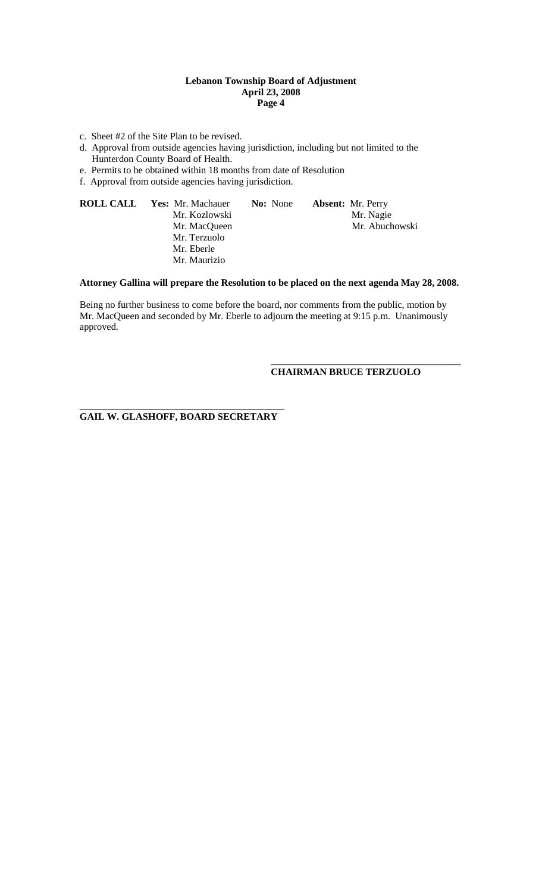c. Sheet #2 of the Site Plan to be revised.
d. Approval from outside agencies having jurisdiction, including but not limited to the Hunterdon County Board of Health.
e. Permits to be obtained within 18 months from date of Resolution
f. Approval from outside agencies having jurisdiction.

| | | | |
|---|---|---|---|
| **ROLL CALL** | **Yes:** Mr. Machauer | **No:** None | **Absent:** Mr. Perry |
| | Mr. Kozlowski | | Mr. Nagie |
| | Mr. MacQueen | | Mr. Abuchowski |
| | Mr. Terzuolo | | |
| | Mr. Eberle | | |
| | Mr. Maurizio | | |

**Attorney Gallina will prepare the Resolution to be placed on the next agenda May 28, 2008.**

Being no further business to come before the board, nor comments from the public, motion by Mr. MacQueen and seconded by Mr. Eberle to adjourn the meeting at 9:15 p.m. Unanimously approved.

\_\_\_\_\_\_\_\_\_\_\_\_\_\_\_\_\_\_\_\_\_\_\_\_\_\_\_\_\_\_\_\_\_\_\_\_\_\_
**CHAIRMAN BRUCE TERZUOLO**

\_\_\_\_\_\_\_\_\_\_\_\_\_\_\_\_\_\_\_\_\_\_\_\_\_\_\_\_\_\_\_\_\_\_\_\_\_\_
**GAIL W. GLASHOFF, BOARD SECRETARY**